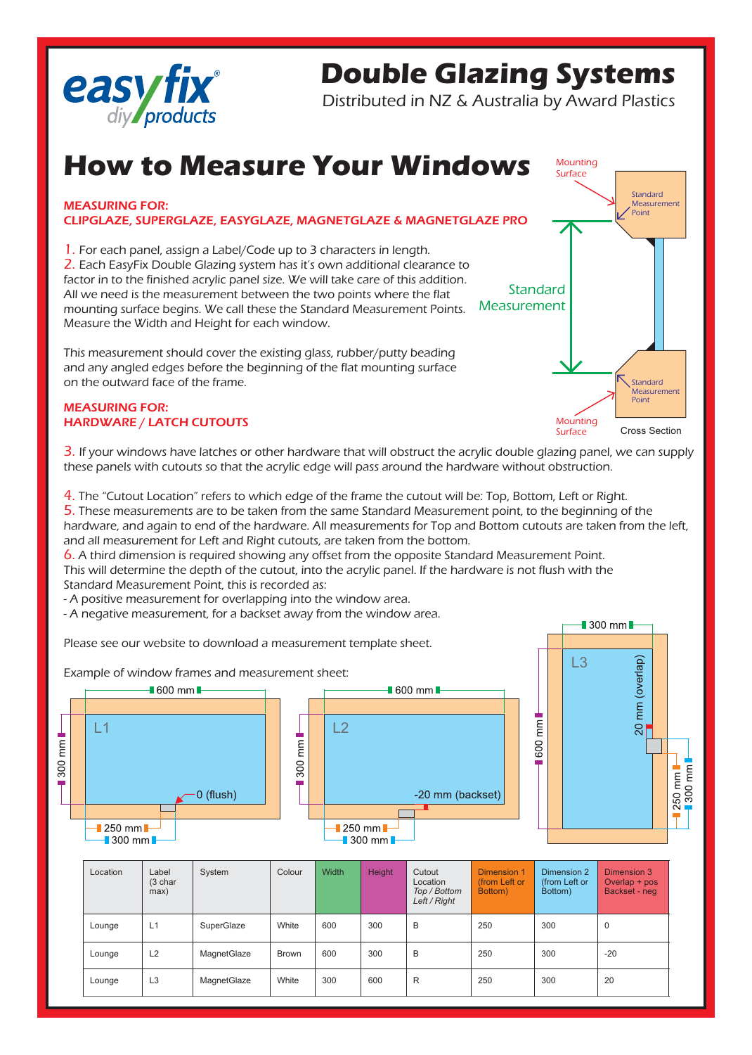# Double Glazing Systems

Distributed in NZ & Australia by Award Plastics

## How to Measure Your Windows

**MEASURING FOR:**
**CLIPGLAZE, SUPERGLAZE, EASYGLAZE, MAGNETGLAZE & MAGNETGLAZE PRO**

1. For each panel, assign a Label/Code up to 3 characters in length.
2. Each EasyFix Double Glazing system has it's own additional clearance to factor in to the finished acrylic panel size. We will take care of this addition. All we need is the measurement between the two points where the flat mounting surface begins. We call these the Standard Measurement Points. Measure the Width and Height for each window.

This measurement should cover the existing glass, rubber/putty beading and any angled edges before the beginning of the flat mounting surface on the outward face of the frame.

Mounting Surface

Standard Measurement Point

Standard Measurement

Standard Measurement Point

Mounting Surface

Cross Section

**MEASURING FOR:**
**HARDWARE / LATCH CUTOUTS**

3. If your windows have latches or other hardware that will obstruct the acrylic double glazing panel, we can supply these panels with cutouts so that the acrylic edge will pass around the hardware without obstruction.

4. The "Cutout Location" refers to which edge of the frame the cutout will be: Top, Bottom, Left or Right.
5. These measurements are to be taken from the same Standard Measurement point, to the beginning of the hardware, and again to end of the hardware. All measurements for Top and Bottom cutouts are taken from the left, and all measurement for Left and Right cutouts, are taken from the bottom.
6. A third dimension is required showing any offset from the opposite Standard Measurement Point. This will determine the depth of the cutout, into the acrylic panel. If the hardware is not flush with the Standard Measurement Point, this is recorded as:
- A positive measurement for overlapping into the window area.
- A negative measurement, for a backset away from the window area.

Please see our website to download a measurement template sheet.

Example of window frames and measurement sheet:

L1: 600 mm, 300 mm, 0 (flush), 250 mm, 300 mm

L2: 600 mm, 300 mm, -20 mm (backset), 250 mm, 300 mm

L3: 300 mm, 600 mm, 20 mm (overlap), 250 mm, 300 mm

| Location | Label (3 char max) | System | Colour | Width | Height | Cutout Location *Top / Bottom Left / Right* | Dimension 1 (from Left or Bottom) | Dimension 2 (from Left or Bottom) | Dimension 3 Overlap + pos Backset - neg |
|---|---|---|---|---|---|---|---|---|---|
| Lounge | L1 | SuperGlaze | White | 600 | 300 | B | 250 | 300 | 0 |
| Lounge | L2 | MagnetGlaze | Brown | 600 | 300 | B | 250 | 300 | -20 |
| Lounge | L3 | MagnetGlaze | White | 300 | 600 | R | 250 | 300 | 20 |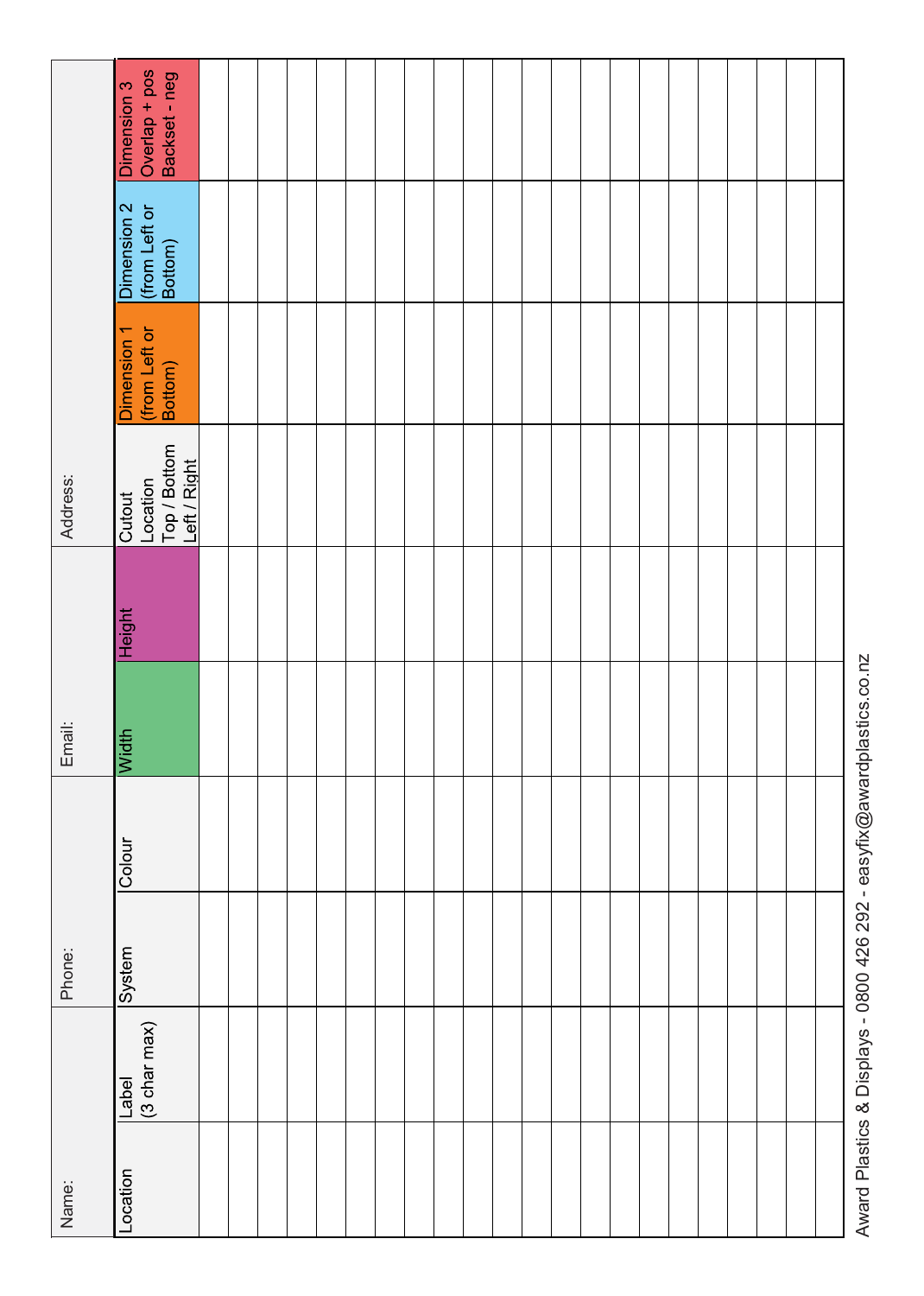| Name: | | Phone: | | Email: | | Address: | | | |
|---|---|---|---|---|---|---|---|---|---|
| Location | Label (3 char max) | System | Colour | Width | Height | Cutout Location Top / Bottom Left / Right | Dimension 1 (from Left or Bottom) | Dimension 2 (from Left or Bottom) | Dimension 3 Overlap + pos Backset - neg |
| | | | | | | | | | |
| | | | | | | | | | |
| | | | | | | | | | |
| | | | | | | | | | |
| | | | | | | | | | |
| | | | | | | | | | |
| | | | | | | | | | |
| | | | | | | | | | |
| | | | | | | | | | |
| | | | | | | | | | |
| | | | | | | | | | |
| | | | | | | | | | |
| | | | | | | | | | |
| | | | | | | | | | |
| | | | | | | | | | |
| | | | | | | | | | |
| | | | | | | | | | |
| | | | | | | | | | |
| | | | | | | | | | |
| | | | | | | | | | |
| | | | | | | | | | |
| | | | | | | | | | |

Award Plastics & Displays - 0800 426 292 - easyfix@awardplastics.co.nz